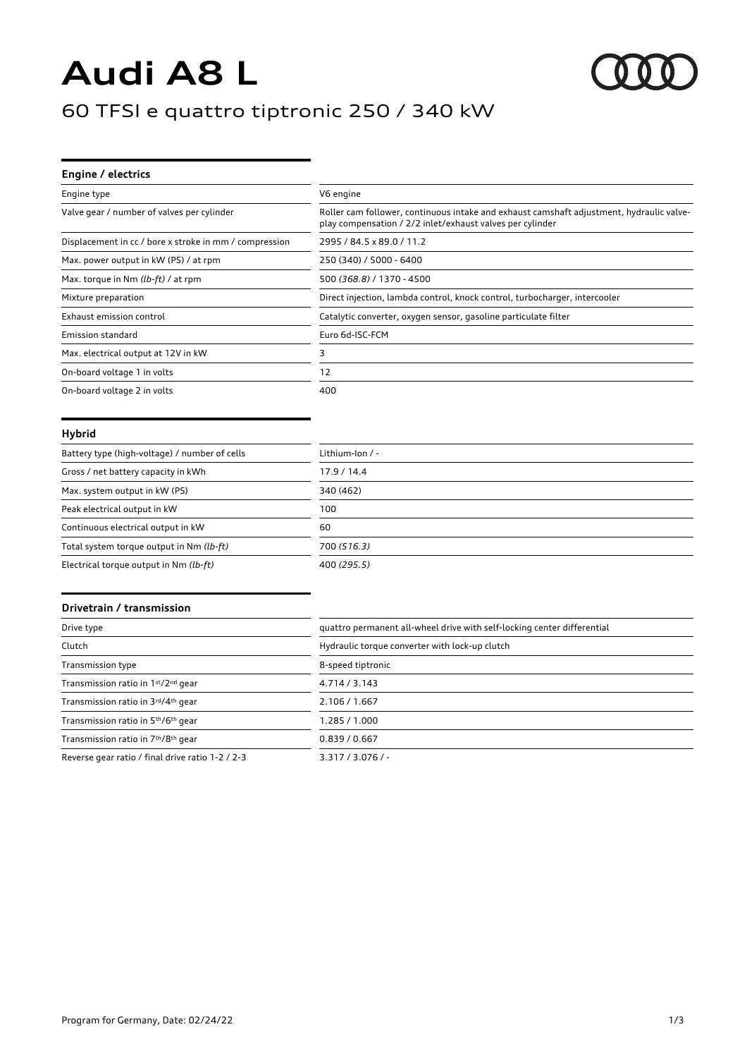# Audi A8 L

## 60 TFSI e quattro tiptronic 250 / 340 kW

### Engine / electrics

| | |
|---|---|
| Engine type | V6 engine |
| Valve gear / number of valves per cylinder | Roller cam follower, continuous intake and exhaust camshaft adjustment, hydraulic valve-play compensation / 2/2 inlet/exhaust valves per cylinder |
| Displacement in cc / bore x stroke in mm / compression | 2995 / 84.5 x 89.0 / 11.2 |
| Max. power output in kW (PS) / at rpm | 250 (340) / 5000 - 6400 |
| Max. torque in Nm *(lb-ft)* / at rpm | 500 *(368.8)* / 1370 - 4500 |
| Mixture preparation | Direct injection, lambda control, knock control, turbocharger, intercooler |
| Exhaust emission control | Catalytic converter, oxygen sensor, gasoline particulate filter |
| Emission standard | Euro 6d-ISC-FCM |
| Max. electrical output at 12V in kW | 3 |
| On-board voltage 1 in volts | 12 |
| On-board voltage 2 in volts | 400 |

### Hybrid

| | |
|---|---|
| Battery type (high-voltage) / number of cells | Lithium-Ion / - |
| Gross / net battery capacity in kWh | 17.9 / 14.4 |
| Max. system output in kW (PS) | 340 (462) |
| Peak electrical output in kW | 100 |
| Continuous electrical output in kW | 60 |
| Total system torque output in Nm *(lb-ft)* | 700 *(516.3)* |
| Electrical torque output in Nm *(lb-ft)* | 400 *(295.5)* |

### Drivetrain / transmission

| | |
|---|---|
| Drive type | quattro permanent all-wheel drive with self-locking center differential |
| Clutch | Hydraulic torque converter with lock-up clutch |
| Transmission type | 8-speed tiptronic |
| Transmission ratio in 1st/2nd gear | 4.714 / 3.143 |
| Transmission ratio in 3rd/4th gear | 2.106 / 1.667 |
| Transmission ratio in 5th/6th gear | 1.285 / 1.000 |
| Transmission ratio in 7th/8th gear | 0.839 / 0.667 |
| Reverse gear ratio / final drive ratio 1-2 / 2-3 | 3.317 / 3.076 / - |

Program for Germany, Date: 02/24/22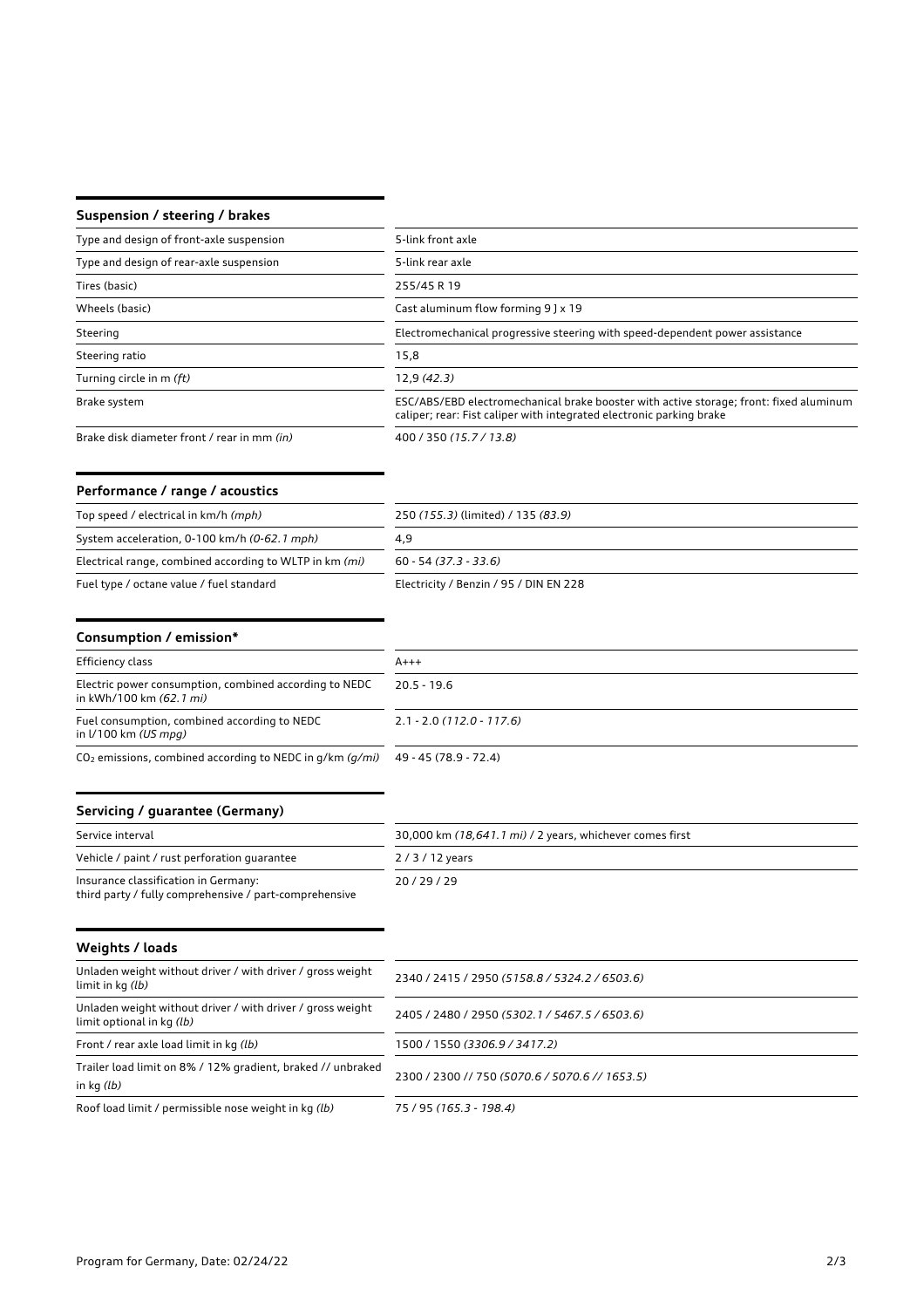## Suspension / steering / brakes

| | |
|---|---|
| Type and design of front-axle suspension | 5-link front axle |
| Type and design of rear-axle suspension | 5-link rear axle |
| Tires (basic) | 255/45 R 19 |
| Wheels (basic) | Cast aluminum flow forming 9 J x 19 |
| Steering | Electromechanical progressive steering with speed-dependent power assistance |
| Steering ratio | 15,8 |
| Turning circle in m *(ft)* | 12,9 *(42.3)* |
| Brake system | ESC/ABS/EBD electromechanical brake booster with active storage; front: fixed aluminum caliper; rear: Fist caliper with integrated electronic parking brake |
| Brake disk diameter front / rear in mm *(in)* | 400 / 350 *(15.7 / 13.8)* |

## Performance / range / acoustics

| | |
|---|---|
| Top speed / electrical in km/h *(mph)* | 250 *(155.3)* (limited) / 135 *(83.9)* |
| System acceleration, 0-100 km/h *(0-62.1 mph)* | 4,9 |
| Electrical range, combined according to WLTP in km *(mi)* | 60 - 54 *(37.3 - 33.6)* |
| Fuel type / octane value / fuel standard | Electricity / Benzin / 95 / DIN EN 228 |

## Consumption / emission*

| | |
|---|---|
| Efficiency class | A+++ |
| Electric power consumption, combined according to NEDC in kWh/100 km *(62.1 mi)* | 20.5 - 19.6 |
| Fuel consumption, combined according to NEDC in l/100 km *(US mpg)* | 2.1 - 2.0 *(112.0 - 117.6)* |
| $CO_2$ emissions, combined according to NEDC in g/km *(g/mi)* | 49 - 45 (78.9 - 72.4) |

## Servicing / guarantee (Germany)

| | |
|---|---|
| Service interval | 30,000 km *(18,641.1 mi)* / 2 years, whichever comes first |
| Vehicle / paint / rust perforation guarantee | 2 / 3 / 12 years |
| Insurance classification in Germany: third party / fully comprehensive / part-comprehensive | 20 / 29 / 29 |

## Weights / loads

| | |
|---|---|
| Unladen weight without driver / with driver / gross weight limit in kg *(lb)* | 2340 / 2415 / 2950 *(5158.8 / 5324.2 / 6503.6)* |
| Unladen weight without driver / with driver / gross weight limit optional in kg *(lb)* | 2405 / 2480 / 2950 *(5302.1 / 5467.5 / 6503.6)* |
| Front / rear axle load limit in kg *(lb)* | 1500 / 1550 *(3306.9 / 3417.2)* |
| Trailer load limit on 8% / 12% gradient, braked // unbraked in kg *(lb)* | 2300 / 2300 // 750 *(5070.6 / 5070.6 // 1653.5)* |
| Roof load limit / permissible nose weight in kg *(lb)* | 75 / 95 *(165.3 - 198.4)* |

Program for Germany, Date: 02/24/22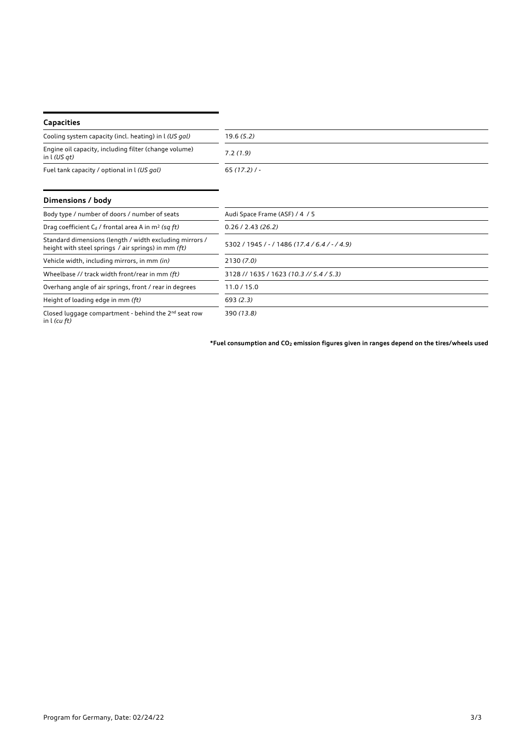## Capacities

| | |
|---|---|
| Cooling system capacity (incl. heating) in l *(US gal)* | 19.6 *(5.2)* |
| Engine oil capacity, including filter (change volume) in l *(US qt)* | 7.2 *(1.9)* |
| Fuel tank capacity / optional in l *(US gal)* | 65 *(17.2)* / - |

## Dimensions / body

| | |
|---|---|
| Body type / number of doors / number of seats | Audi Space Frame (ASF) / 4 / 5 |
| Drag coefficient $C_d$ / frontal area A in m² *(sq ft)* | 0.26 / 2.43 *(26.2)* |
| Standard dimensions (length / width excluding mirrors / height with steel springs / air springs) in mm *(ft)* | 5302 / 1945 / - / 1486 *(17.4 / 6.4 / - / 4.9)* |
| Vehicle width, including mirrors, in mm *(in)* | 2130 *(7.0)* |
| Wheelbase // track width front/rear in mm *(ft)* | 3128 // 1635 / 1623 *(10.3 // 5.4 / 5.3)* |
| Overhang angle of air springs, front / rear in degrees | 11.0 / 15.0 |
| Height of loading edge in mm *(ft)* | 693 *(2.3)* |
| Closed luggage compartment - behind the 2nd seat row in l *(cu ft)* | 390 *(13.8)* |

**\*Fuel consumption and $CO_2$ emission figures given in ranges depend on the tires/wheels used**

Program for Germany, Date: 02/24/22